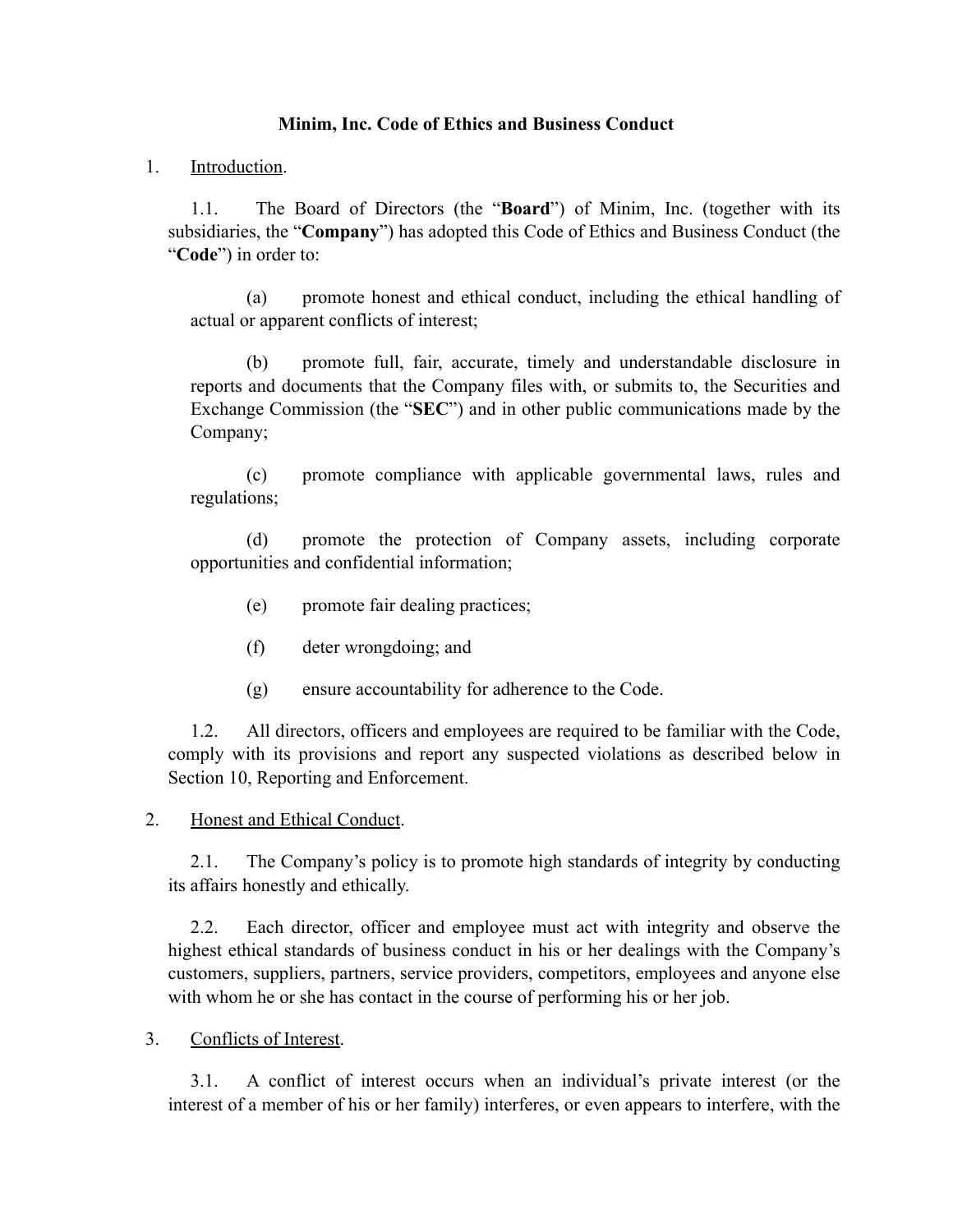# Minim, Inc. Code of Ethics and Business Conduct

1. Introduction.

1.1. The Board of Directors (the "**Board**") of Minim, Inc. (together with its subsidiaries, the "**Company**") has adopted this Code of Ethics and Business Conduct (the "**Code**") in order to:

(a) promote honest and ethical conduct, including the ethical handling of actual or apparent conflicts of interest;

(b) promote full, fair, accurate, timely and understandable disclosure in reports and documents that the Company files with, or submits to, the Securities and Exchange Commission (the "**SEC**") and in other public communications made by the Company;

(c) promote compliance with applicable governmental laws, rules and regulations;

(d) promote the protection of Company assets, including corporate opportunities and confidential information;

(e) promote fair dealing practices;

(f) deter wrongdoing; and

(g) ensure accountability for adherence to the Code.

1.2. All directors, officers and employees are required to be familiar with the Code, comply with its provisions and report any suspected violations as described below in Section 10, Reporting and Enforcement.

2. Honest and Ethical Conduct.

2.1. The Company's policy is to promote high standards of integrity by conducting its affairs honestly and ethically.

2.2. Each director, officer and employee must act with integrity and observe the highest ethical standards of business conduct in his or her dealings with the Company's customers, suppliers, partners, service providers, competitors, employees and anyone else with whom he or she has contact in the course of performing his or her job.

3. Conflicts of Interest.

3.1. A conflict of interest occurs when an individual's private interest (or the interest of a member of his or her family) interferes, or even appears to interfere, with the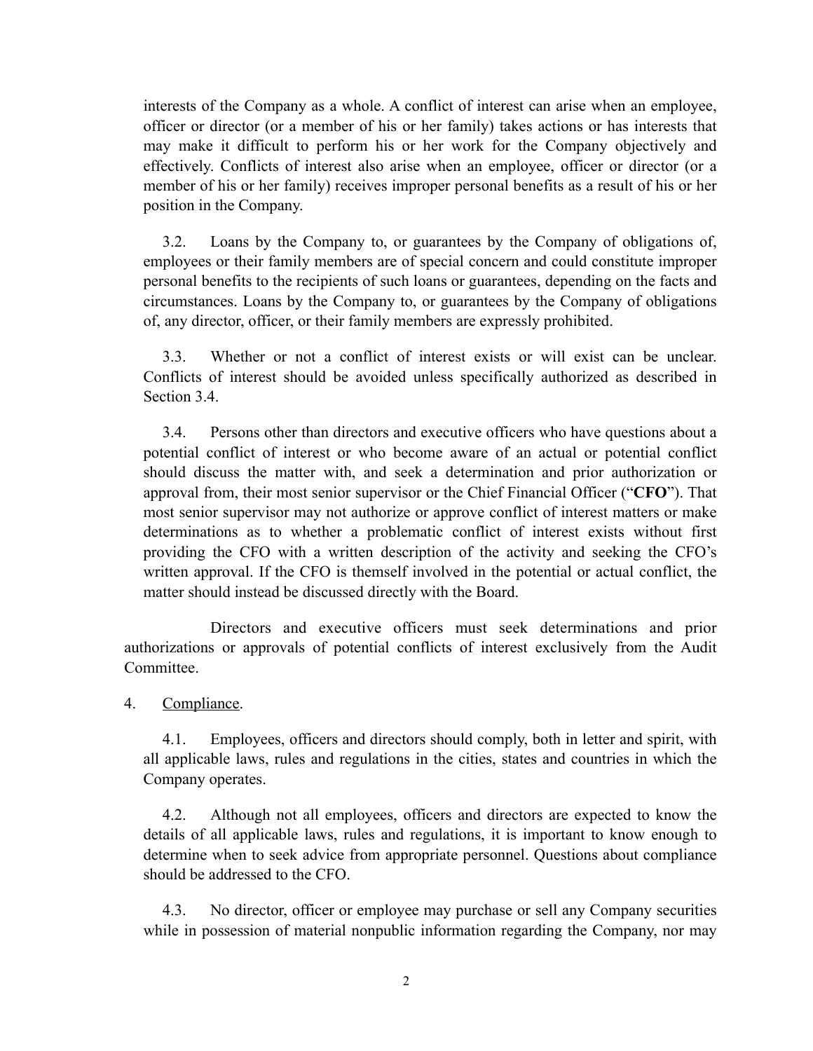interests of the Company as a whole. A conflict of interest can arise when an employee, officer or director (or a member of his or her family) takes actions or has interests that may make it difficult to perform his or her work for the Company objectively and effectively. Conflicts of interest also arise when an employee, officer or director (or a member of his or her family) receives improper personal benefits as a result of his or her position in the Company.

3.2. Loans by the Company to, or guarantees by the Company of obligations of, employees or their family members are of special concern and could constitute improper personal benefits to the recipients of such loans or guarantees, depending on the facts and circumstances. Loans by the Company to, or guarantees by the Company of obligations of, any director, officer, or their family members are expressly prohibited.

3.3. Whether or not a conflict of interest exists or will exist can be unclear. Conflicts of interest should be avoided unless specifically authorized as described in Section 3.4.

3.4. Persons other than directors and executive officers who have questions about a potential conflict of interest or who become aware of an actual or potential conflict should discuss the matter with, and seek a determination and prior authorization or approval from, their most senior supervisor or the Chief Financial Officer ("**CFO**"). That most senior supervisor may not authorize or approve conflict of interest matters or make determinations as to whether a problematic conflict of interest exists without first providing the CFO with a written description of the activity and seeking the CFO's written approval. If the CFO is themself involved in the potential or actual conflict, the matter should instead be discussed directly with the Board.

Directors and executive officers must seek determinations and prior authorizations or approvals of potential conflicts of interest exclusively from the Audit Committee.

4. Compliance.

4.1. Employees, officers and directors should comply, both in letter and spirit, with all applicable laws, rules and regulations in the cities, states and countries in which the Company operates.

4.2. Although not all employees, officers and directors are expected to know the details of all applicable laws, rules and regulations, it is important to know enough to determine when to seek advice from appropriate personnel. Questions about compliance should be addressed to the CFO.

4.3. No director, officer or employee may purchase or sell any Company securities while in possession of material nonpublic information regarding the Company, nor may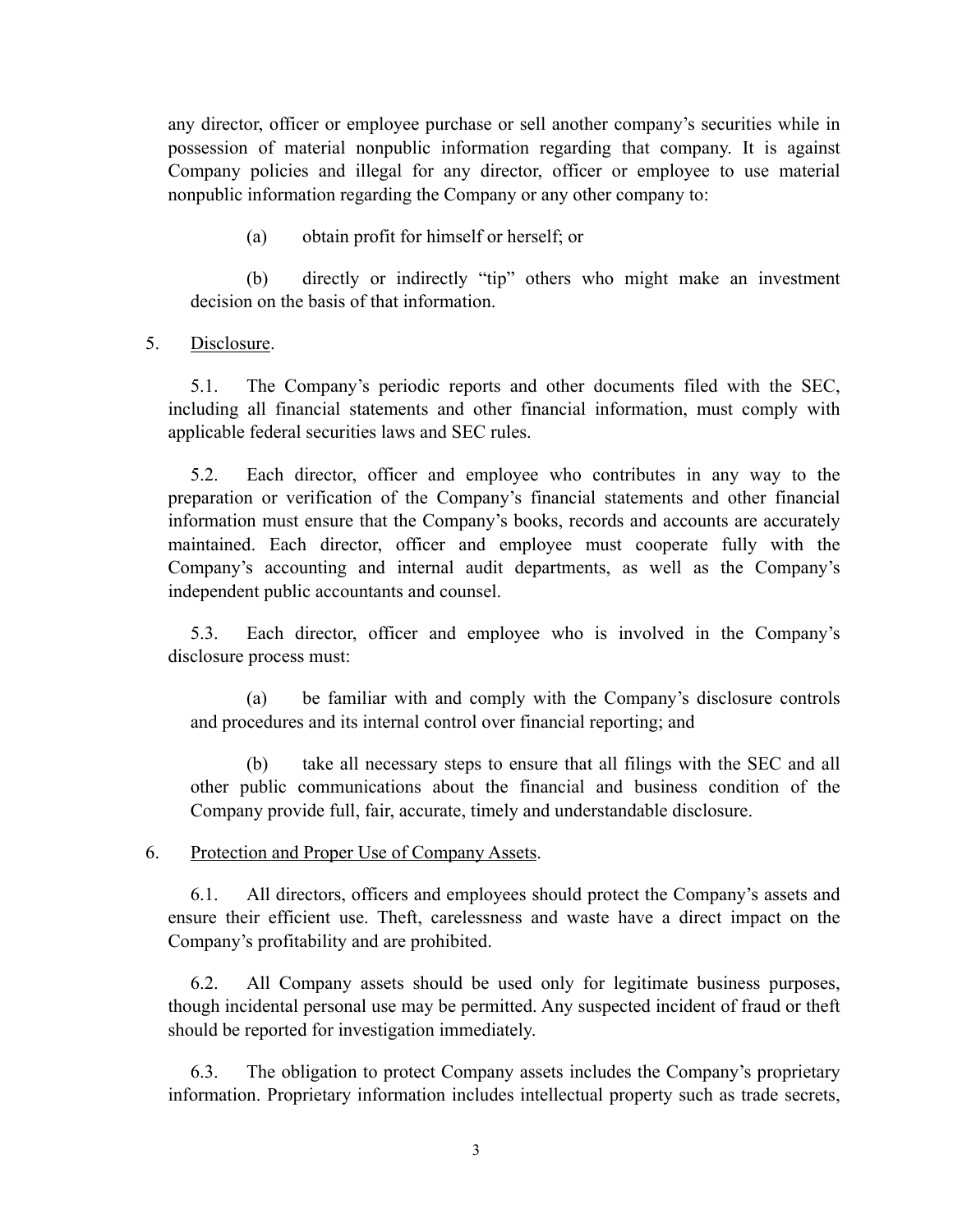any director, officer or employee purchase or sell another company's securities while in possession of material nonpublic information regarding that company. It is against Company policies and illegal for any director, officer or employee to use material nonpublic information regarding the Company or any other company to:

(a) obtain profit for himself or herself; or

(b) directly or indirectly "tip" others who might make an investment decision on the basis of that information.

5. Disclosure.

5.1. The Company's periodic reports and other documents filed with the SEC, including all financial statements and other financial information, must comply with applicable federal securities laws and SEC rules.

5.2. Each director, officer and employee who contributes in any way to the preparation or verification of the Company's financial statements and other financial information must ensure that the Company's books, records and accounts are accurately maintained. Each director, officer and employee must cooperate fully with the Company's accounting and internal audit departments, as well as the Company's independent public accountants and counsel.

5.3. Each director, officer and employee who is involved in the Company's disclosure process must:

(a) be familiar with and comply with the Company's disclosure controls and procedures and its internal control over financial reporting; and

(b) take all necessary steps to ensure that all filings with the SEC and all other public communications about the financial and business condition of the Company provide full, fair, accurate, timely and understandable disclosure.

6. Protection and Proper Use of Company Assets.

6.1. All directors, officers and employees should protect the Company's assets and ensure their efficient use. Theft, carelessness and waste have a direct impact on the Company's profitability and are prohibited.

6.2. All Company assets should be used only for legitimate business purposes, though incidental personal use may be permitted. Any suspected incident of fraud or theft should be reported for investigation immediately.

6.3. The obligation to protect Company assets includes the Company's proprietary information. Proprietary information includes intellectual property such as trade secrets,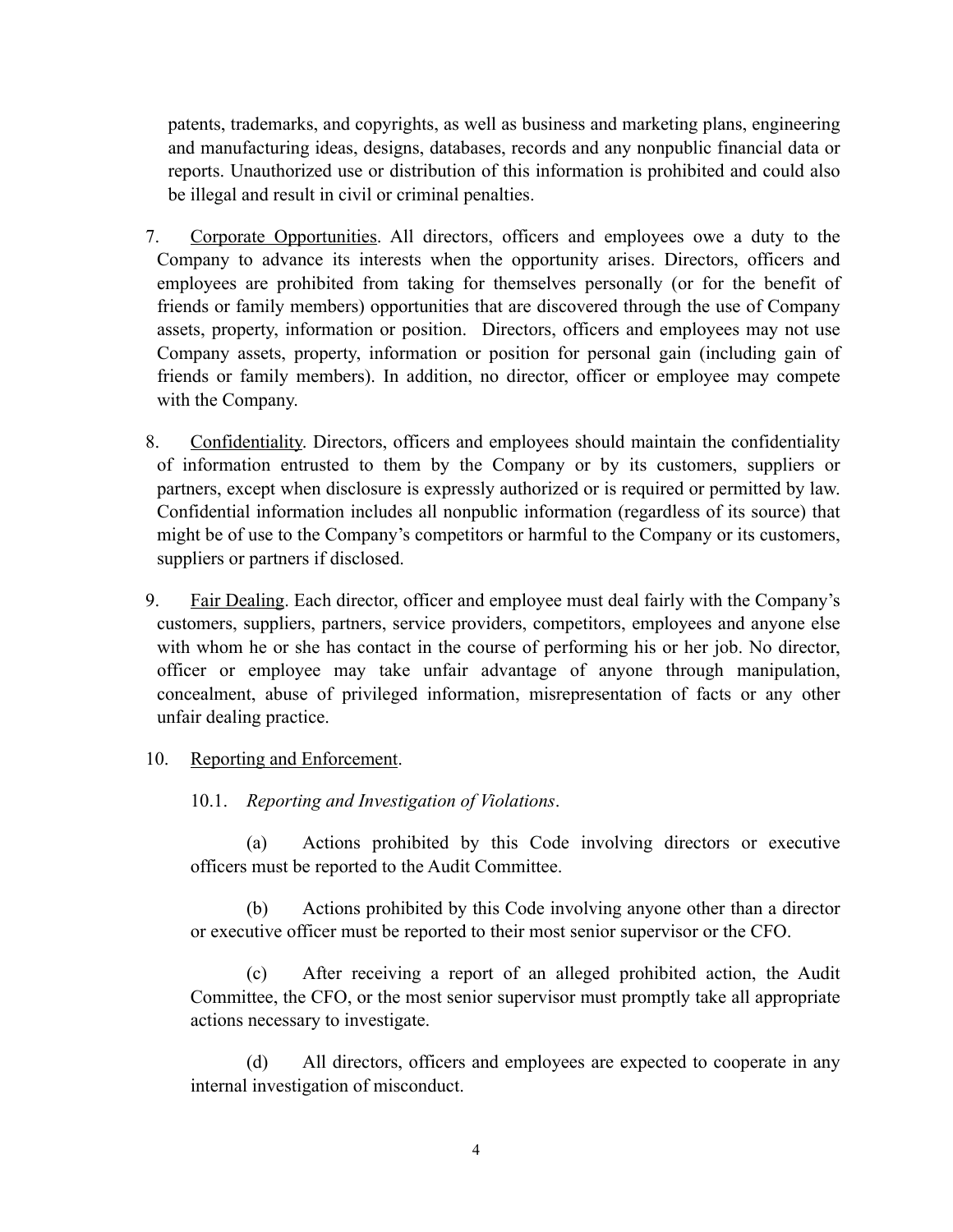patents, trademarks, and copyrights, as well as business and marketing plans, engineering and manufacturing ideas, designs, databases, records and any nonpublic financial data or reports. Unauthorized use or distribution of this information is prohibited and could also be illegal and result in civil or criminal penalties.

7. Corporate Opportunities. All directors, officers and employees owe a duty to the Company to advance its interests when the opportunity arises. Directors, officers and employees are prohibited from taking for themselves personally (or for the benefit of friends or family members) opportunities that are discovered through the use of Company assets, property, information or position. Directors, officers and employees may not use Company assets, property, information or position for personal gain (including gain of friends or family members). In addition, no director, officer or employee may compete with the Company.

8. Confidentiality. Directors, officers and employees should maintain the confidentiality of information entrusted to them by the Company or by its customers, suppliers or partners, except when disclosure is expressly authorized or is required or permitted by law. Confidential information includes all nonpublic information (regardless of its source) that might be of use to the Company's competitors or harmful to the Company or its customers, suppliers or partners if disclosed.

9. Fair Dealing. Each director, officer and employee must deal fairly with the Company's customers, suppliers, partners, service providers, competitors, employees and anyone else with whom he or she has contact in the course of performing his or her job. No director, officer or employee may take unfair advantage of anyone through manipulation, concealment, abuse of privileged information, misrepresentation of facts or any other unfair dealing practice.

10. Reporting and Enforcement.

10.1. *Reporting and Investigation of Violations*.

(a) Actions prohibited by this Code involving directors or executive officers must be reported to the Audit Committee.

(b) Actions prohibited by this Code involving anyone other than a director or executive officer must be reported to their most senior supervisor or the CFO.

(c) After receiving a report of an alleged prohibited action, the Audit Committee, the CFO, or the most senior supervisor must promptly take all appropriate actions necessary to investigate.

(d) All directors, officers and employees are expected to cooperate in any internal investigation of misconduct.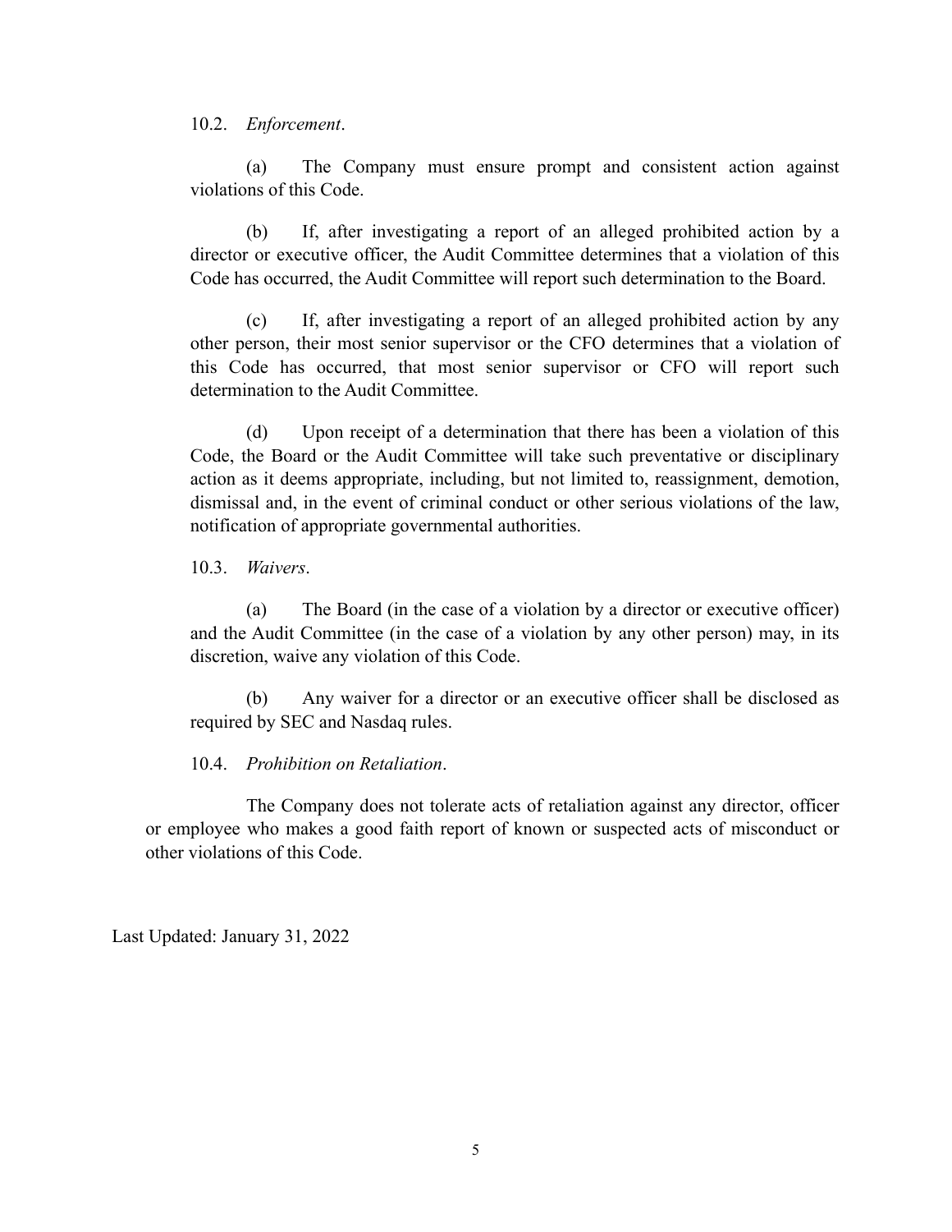10.2. *Enforcement*.

(a) The Company must ensure prompt and consistent action against violations of this Code.

(b) If, after investigating a report of an alleged prohibited action by a director or executive officer, the Audit Committee determines that a violation of this Code has occurred, the Audit Committee will report such determination to the Board.

(c) If, after investigating a report of an alleged prohibited action by any other person, their most senior supervisor or the CFO determines that a violation of this Code has occurred, that most senior supervisor or CFO will report such determination to the Audit Committee.

(d) Upon receipt of a determination that there has been a violation of this Code, the Board or the Audit Committee will take such preventative or disciplinary action as it deems appropriate, including, but not limited to, reassignment, demotion, dismissal and, in the event of criminal conduct or other serious violations of the law, notification of appropriate governmental authorities.

10.3. *Waivers*.

(a) The Board (in the case of a violation by a director or executive officer) and the Audit Committee (in the case of a violation by any other person) may, in its discretion, waive any violation of this Code.

(b) Any waiver for a director or an executive officer shall be disclosed as required by SEC and Nasdaq rules.

10.4. *Prohibition on Retaliation*.

The Company does not tolerate acts of retaliation against any director, officer or employee who makes a good faith report of known or suspected acts of misconduct or other violations of this Code.

Last Updated: January 31, 2022